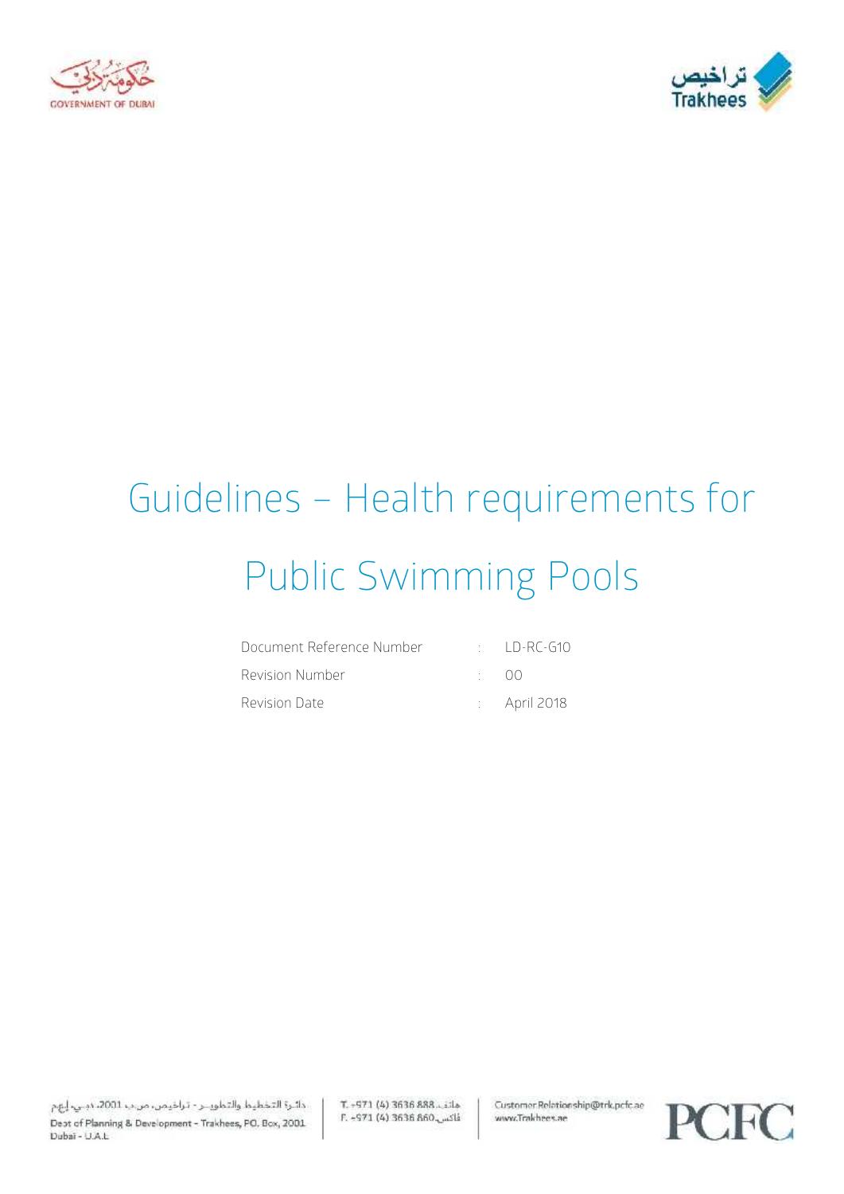# Guidelines – Health requirements for Public Swimming Pools

| | | |
|---|---|---|
| Document Reference Number | : | LD-RC-G10 |
| Revision Number | : | 00 |
| Revision Date | : | April 2018 |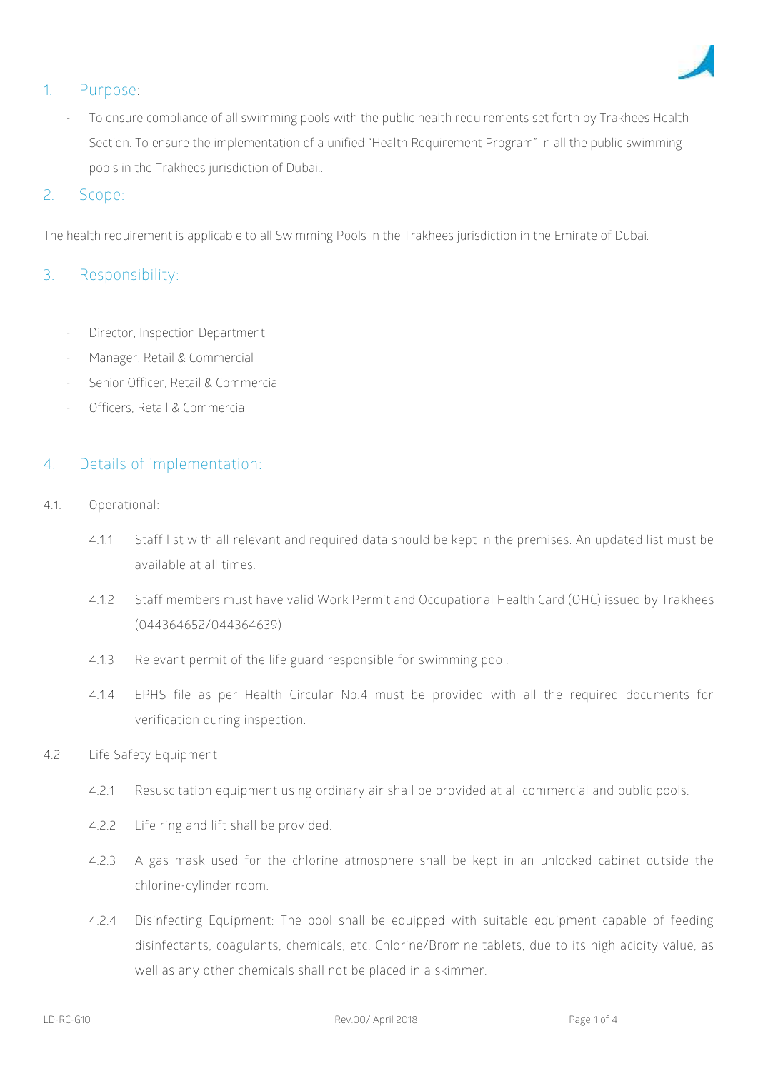## 1. Purpose:

- To ensure compliance of all swimming pools with the public health requirements set forth by Trakhees Health Section. To ensure the implementation of a unified "Health Requirement Program" in all the public swimming pools in the Trakhees jurisdiction of Dubai..

## 2. Scope:

The health requirement is applicable to all Swimming Pools in the Trakhees jurisdiction in the Emirate of Dubai.

## 3. Responsibility:

- Director, Inspection Department
- Manager, Retail & Commercial
- Senior Officer, Retail & Commercial
- Officers, Retail & Commercial

## 4. Details of implementation:

4.1. Operational:

4.1.1 Staff list with all relevant and required data should be kept in the premises. An updated list must be available at all times.

4.1.2 Staff members must have valid Work Permit and Occupational Health Card (OHC) issued by Trakhees (044364652/044364639)

4.1.3 Relevant permit of the life guard responsible for swimming pool.

4.1.4 EPHS file as per Health Circular No.4 must be provided with all the required documents for verification during inspection.

4.2 Life Safety Equipment:

4.2.1 Resuscitation equipment using ordinary air shall be provided at all commercial and public pools.

4.2.2 Life ring and lift shall be provided.

4.2.3 A gas mask used for the chlorine atmosphere shall be kept in an unlocked cabinet outside the chlorine-cylinder room.

4.2.4 Disinfecting Equipment: The pool shall be equipped with suitable equipment capable of feeding disinfectants, coagulants, chemicals, etc. Chlorine/Bromine tablets, due to its high acidity value, as well as any other chemicals shall not be placed in a skimmer.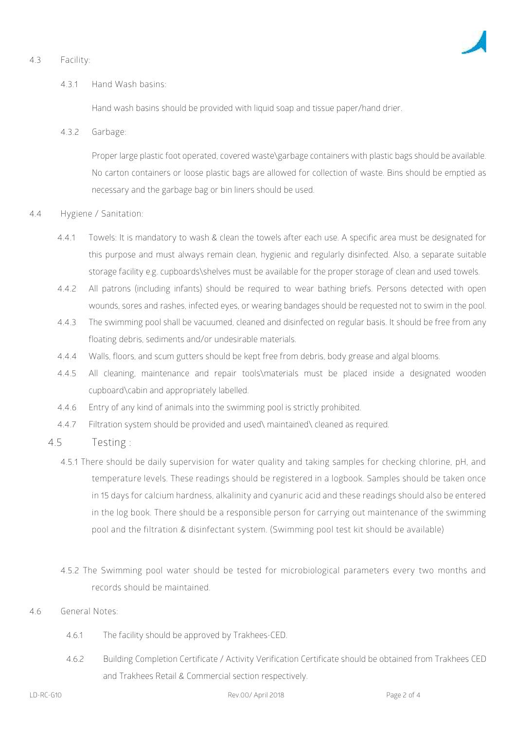## 4.3 Facility:

### 4.3.1 Hand Wash basins:

Hand wash basins should be provided with liquid soap and tissue paper/hand drier.

### 4.3.2 Garbage:

Proper large plastic foot operated, covered waste\garbage containers with plastic bags should be available. No carton containers or loose plastic bags are allowed for collection of waste. Bins should be emptied as necessary and the garbage bag or bin liners should be used.

## 4.4 Hygiene / Sanitation:

4.4.1 Towels: It is mandatory to wash & clean the towels after each use. A specific area must be designated for this purpose and must always remain clean, hygienic and regularly disinfected. Also, a separate suitable storage facility e.g. cupboards\shelves must be available for the proper storage of clean and used towels.

4.4.2 All patrons (including infants) should be required to wear bathing briefs. Persons detected with open wounds, sores and rashes, infected eyes, or wearing bandages should be requested not to swim in the pool.

4.4.3 The swimming pool shall be vacuumed, cleaned and disinfected on regular basis. It should be free from any floating debris, sediments and/or undesirable materials.

4.4.4 Walls, floors, and scum gutters should be kept free from debris, body grease and algal blooms.

4.4.5 All cleaning, maintenance and repair tools\materials must be placed inside a designated wooden cupboard\cabin and appropriately labelled.

4.4.6 Entry of any kind of animals into the swimming pool is strictly prohibited.

4.4.7 Filtration system should be provided and used\ maintained\ cleaned as required.

## 4.5 Testing :

4.5.1 There should be daily supervision for water quality and taking samples for checking chlorine, pH, and temperature levels. These readings should be registered in a logbook. Samples should be taken once in 15 days for calcium hardness, alkalinity and cyanuric acid and these readings should also be entered in the log book. There should be a responsible person for carrying out maintenance of the swimming pool and the filtration & disinfectant system. (Swimming pool test kit should be available)

4.5.2 The Swimming pool water should be tested for microbiological parameters every two months and records should be maintained.

## 4.6 General Notes:

4.6.1 The facility should be approved by Trakhees-CED.

4.6.2 Building Completion Certificate / Activity Verification Certificate should be obtained from Trakhees CED and Trakhees Retail & Commercial section respectively.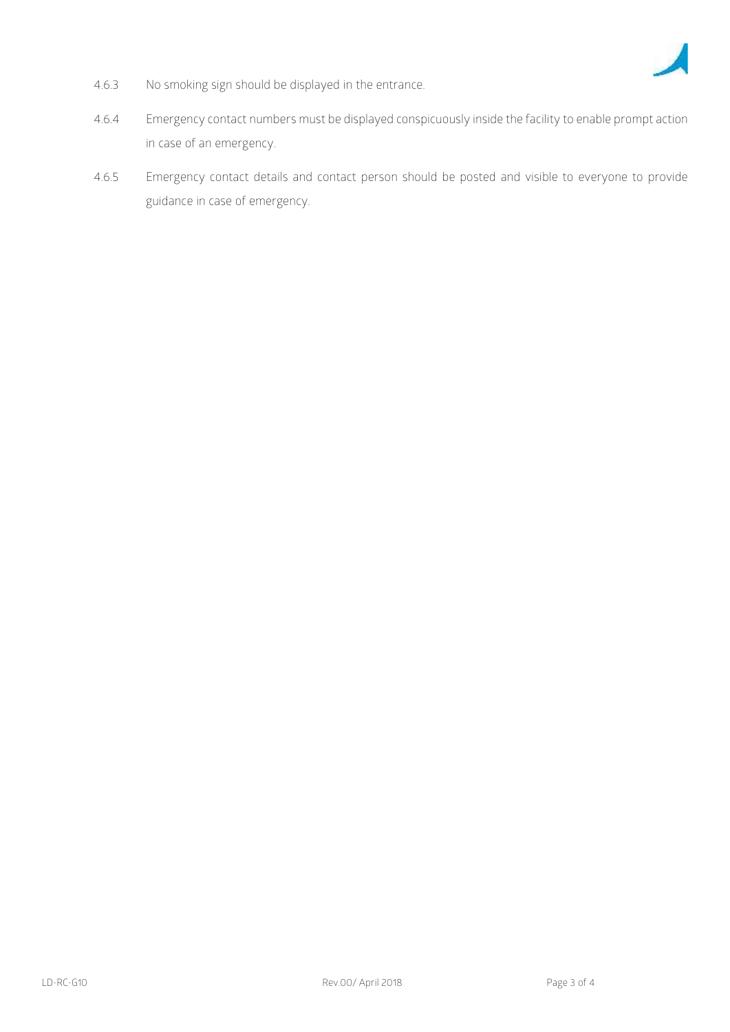4.6.3 No smoking sign should be displayed in the entrance.

4.6.4 Emergency contact numbers must be displayed conspicuously inside the facility to enable prompt action in case of an emergency.

4.6.5 Emergency contact details and contact person should be posted and visible to everyone to provide guidance in case of emergency.